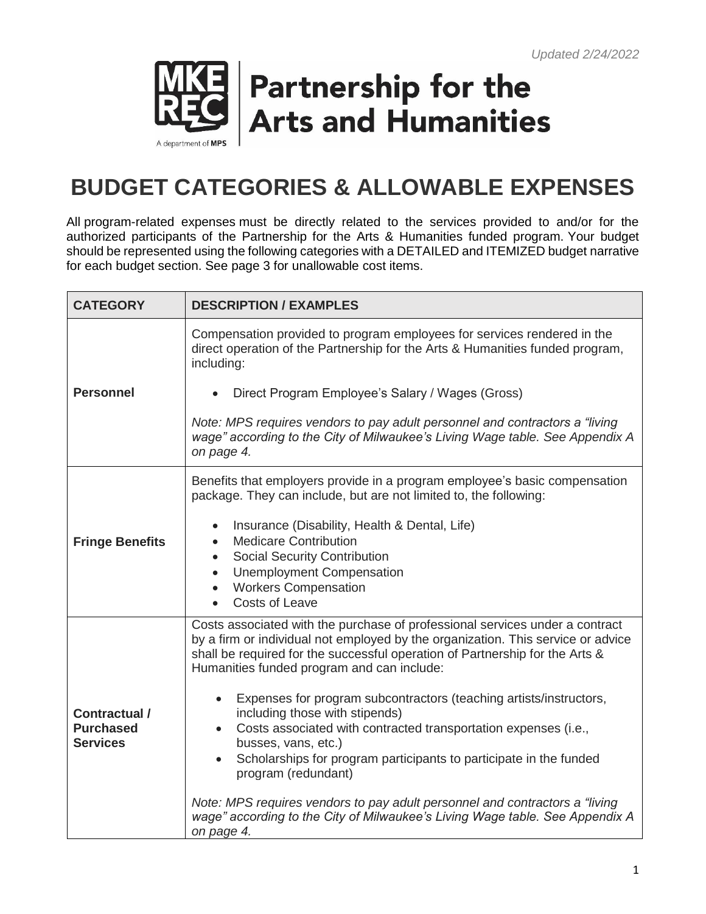*Updated 2/24/2022*

MKE REC | Partnership for the Arts and Humanities

A department of MPS

# BUDGET CATEGORIES & ALLOWABLE EXPENSES

All program-related expenses must be directly related to the services provided to and/or for the authorized participants of the Partnership for the Arts & Humanities funded program. Your budget should be represented using the following categories with a DETAILED and ITEMIZED budget narrative for each budget section. See page 3 for unallowable cost items.

| CATEGORY | DESCRIPTION / EXAMPLES |
|---|---|
| **Personnel** | Compensation provided to program employees for services rendered in the direct operation of the Partnership for the Arts & Humanities funded program, including:<br><br>• Direct Program Employee's Salary / Wages (Gross)<br><br>*Note: MPS requires vendors to pay adult personnel and contractors a "living wage" according to the City of Milwaukee's Living Wage table. See Appendix A on page 4.* |
| **Fringe Benefits** | Benefits that employers provide in a program employee's basic compensation package. They can include, but are not limited to, the following:<br><br>• Insurance (Disability, Health & Dental, Life)<br>• Medicare Contribution<br>• Social Security Contribution<br>• Unemployment Compensation<br>• Workers Compensation<br>• Costs of Leave |
| **Contractual / Purchased Services** | Costs associated with the purchase of professional services under a contract by a firm or individual not employed by the organization. This service or advice shall be required for the successful operation of Partnership for the Arts & Humanities funded program and can include:<br><br>• Expenses for program subcontractors (teaching artists/instructors, including those with stipends)<br>• Costs associated with contracted transportation expenses (i.e., busses, vans, etc.)<br>• Scholarships for program participants to participate in the funded program (redundant)<br><br>*Note: MPS requires vendors to pay adult personnel and contractors a "living wage" according to the City of Milwaukee's Living Wage table. See Appendix A on page 4.* |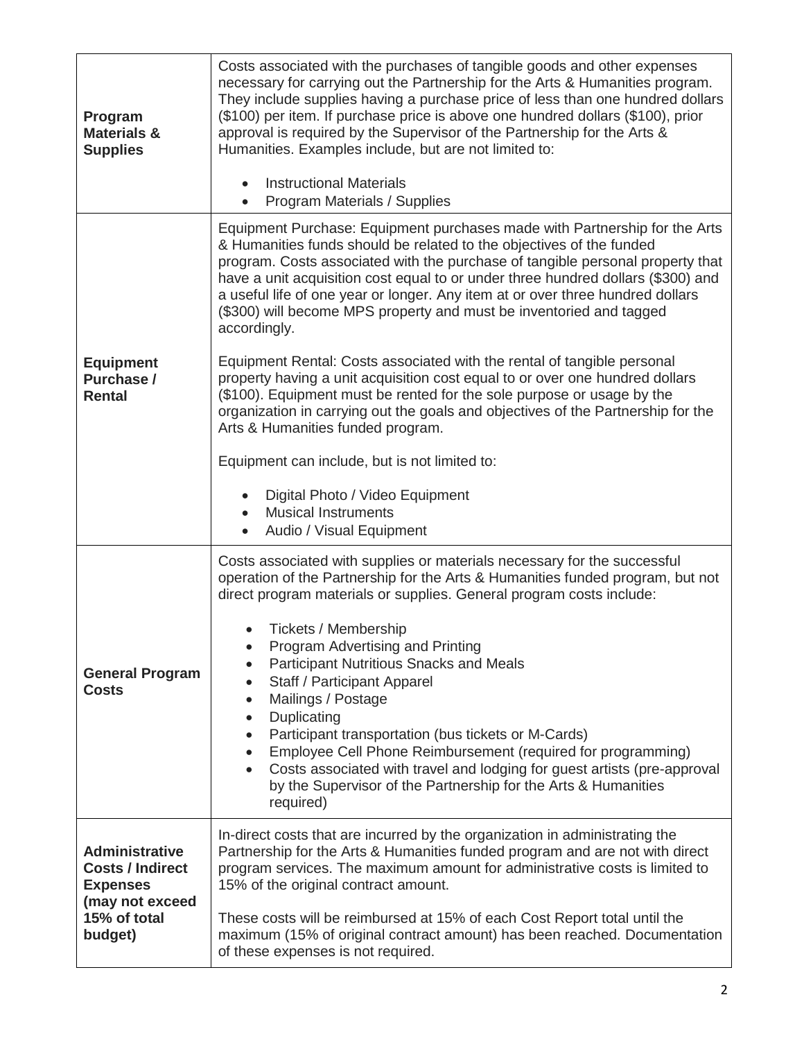| | |
|---|---|
| **Program Materials & Supplies** | Costs associated with the purchases of tangible goods and other expenses necessary for carrying out the Partnership for the Arts & Humanities program. They include supplies having a purchase price of less than one hundred dollars ($100) per item. If purchase price is above one hundred dollars ($100), prior approval is required by the Supervisor of the Partnership for the Arts & Humanities. Examples include, but are not limited to:<br><br>• Instructional Materials<br>• Program Materials / Supplies |
| **Equipment Purchase / Rental** | Equipment Purchase: Equipment purchases made with Partnership for the Arts & Humanities funds should be related to the objectives of the funded program. Costs associated with the purchase of tangible personal property that have a unit acquisition cost equal to or under three hundred dollars ($300) and a useful life of one year or longer. Any item at or over three hundred dollars ($300) will become MPS property and must be inventoried and tagged accordingly.<br><br>Equipment Rental: Costs associated with the rental of tangible personal property having a unit acquisition cost equal to or over one hundred dollars ($100). Equipment must be rented for the sole purpose or usage by the organization in carrying out the goals and objectives of the Partnership for the Arts & Humanities funded program.<br><br>Equipment can include, but is not limited to:<br><br>• Digital Photo / Video Equipment<br>• Musical Instruments<br>• Audio / Visual Equipment |
| **General Program Costs** | Costs associated with supplies or materials necessary for the successful operation of the Partnership for the Arts & Humanities funded program, but not direct program materials or supplies. General program costs include:<br><br>• Tickets / Membership<br>• Program Advertising and Printing<br>• Participant Nutritious Snacks and Meals<br>• Staff / Participant Apparel<br>• Mailings / Postage<br>• Duplicating<br>• Participant transportation (bus tickets or M-Cards)<br>• Employee Cell Phone Reimbursement (required for programming)<br>• Costs associated with travel and lodging for guest artists (pre-approval by the Supervisor of the Partnership for the Arts & Humanities required) |
| **Administrative Costs / Indirect Expenses (may not exceed 15% of total budget)** | In-direct costs that are incurred by the organization in administrating the Partnership for the Arts & Humanities funded program and are not with direct program services. The maximum amount for administrative costs is limited to 15% of the original contract amount.<br><br>These costs will be reimbursed at 15% of each Cost Report total until the maximum (15% of original contract amount) has been reached. Documentation of these expenses is not required. |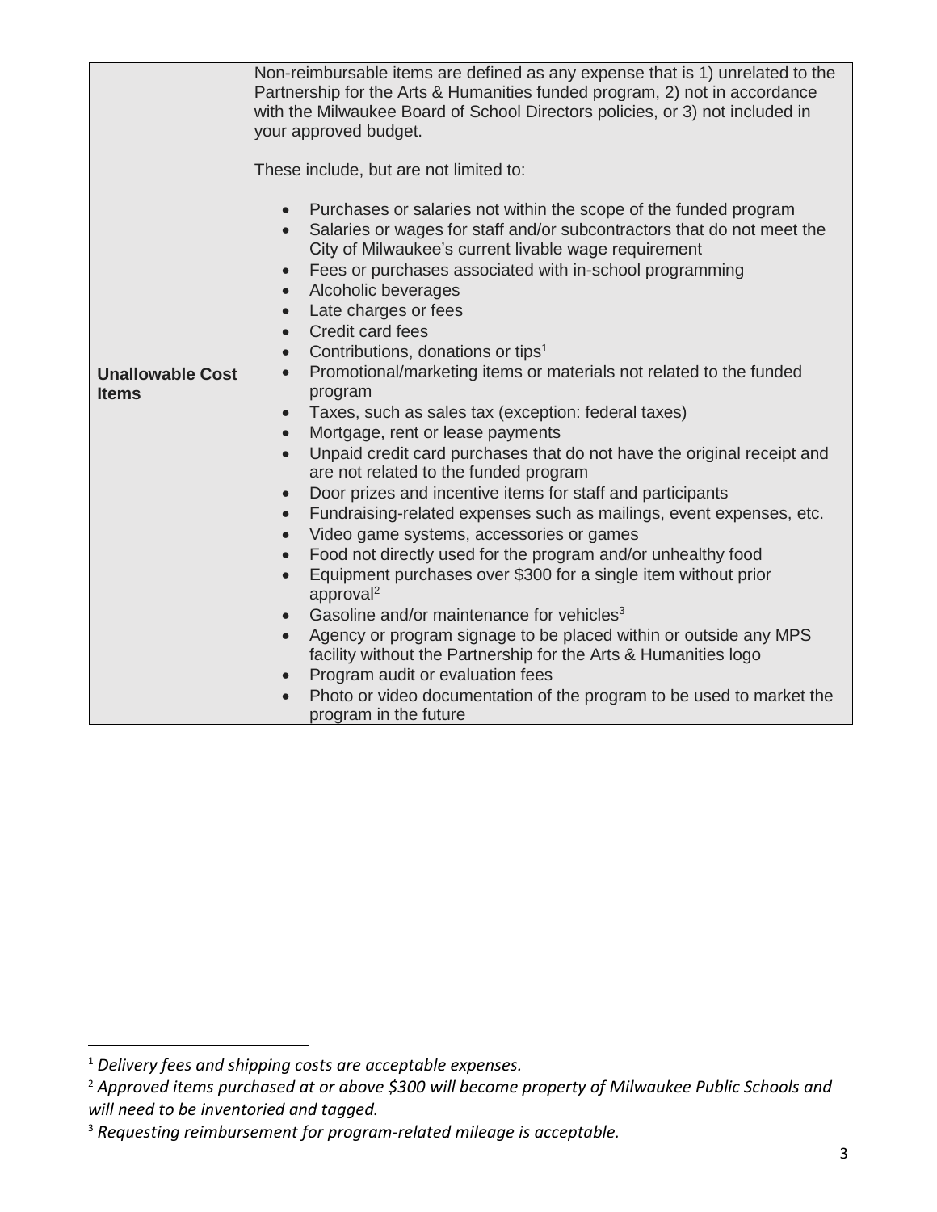| | |
|---|---|
| **Unallowable Cost Items** | Non-reimbursable items are defined as any expense that is 1) unrelated to the Partnership for the Arts & Humanities funded program, 2) not in accordance with the Milwaukee Board of School Directors policies, or 3) not included in your approved budget.<br><br>These include, but are not limited to:<br><br>• Purchases or salaries not within the scope of the funded program<br>• Salaries or wages for staff and/or subcontractors that do not meet the City of Milwaukee's current livable wage requirement<br>• Fees or purchases associated with in-school programming<br>• Alcoholic beverages<br>• Late charges or fees<br>• Credit card fees<br>• Contributions, donations or tips[1]<br>• Promotional/marketing items or materials not related to the funded program<br>• Taxes, such as sales tax (exception: federal taxes)<br>• Mortgage, rent or lease payments<br>• Unpaid credit card purchases that do not have the original receipt and are not related to the funded program<br>• Door prizes and incentive items for staff and participants<br>• Fundraising-related expenses such as mailings, event expenses, etc.<br>• Video game systems, accessories or games<br>• Food not directly used for the program and/or unhealthy food<br>• Equipment purchases over $300 for a single item without prior approval[2]<br>• Gasoline and/or maintenance for vehicles[3]<br>• Agency or program signage to be placed within or outside any MPS facility without the Partnership for the Arts & Humanities logo<br>• Program audit or evaluation fees<br>• Photo or video documentation of the program to be used to market the program in the future |

[1] *Delivery fees and shipping costs are acceptable expenses.*

[2] *Approved items purchased at or above $300 will become property of Milwaukee Public Schools and will need to be inventoried and tagged.*

[3] *Requesting reimbursement for program-related mileage is acceptable.*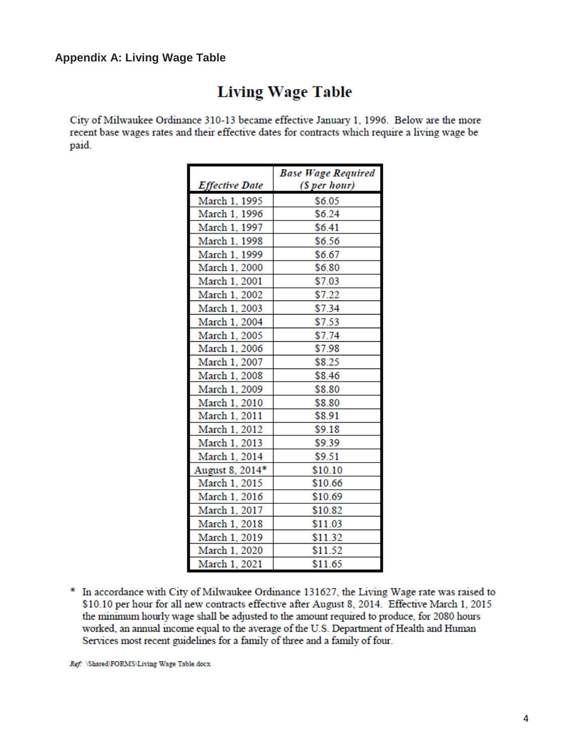## Appendix A: Living Wage Table

# Living Wage Table

City of Milwaukee Ordinance 310-13 became effective January 1, 1996. Below are the more recent base wages rates and their effective dates for contracts which require a living wage be paid.

| *Effective Date* | *Base Wage Required ($ per hour)* |
|---|---|
| March 1, 1995 | $6.05 |
| March 1, 1996 | $6.24 |
| March 1, 1997 | $6.41 |
| March 1, 1998 | $6.56 |
| March 1, 1999 | $6.67 |
| March 1, 2000 | $6.80 |
| March 1, 2001 | $7.03 |
| March 1, 2002 | $7.22 |
| March 1, 2003 | $7.34 |
| March 1, 2004 | $7.53 |
| March 1, 2005 | $7.74 |
| March 1, 2006 | $7.98 |
| March 1, 2007 | $8.25 |
| March 1, 2008 | $8.46 |
| March 1, 2009 | $8.80 |
| March 1, 2010 | $8.80 |
| March 1, 2011 | $8.91 |
| March 1, 2012 | $9.18 |
| March 1, 2013 | $9.39 |
| March 1, 2014 | $9.51 |
| August 8, 2014* | $10.10 |
| March 1, 2015 | $10.66 |
| March 1, 2016 | $10.69 |
| March 1, 2017 | $10.82 |
| March 1, 2018 | $11.03 |
| March 1, 2019 | $11.32 |
| March 1, 2020 | $11.52 |
| March 1, 2021 | $11.65 |

\* In accordance with City of Milwaukee Ordinance 131627, the Living Wage rate was raised to $10.10 per hour for all new contracts effective after August 8, 2014. Effective March 1, 2015 the minimum hourly wage shall be adjusted to the amount required to produce, for 2080 hours worked, an annual income equal to the average of the U.S. Department of Health and Human Services most recent guidelines for a family of three and a family of four.

*Ref:* \Shared\FORMS\Living Wage Table.docx